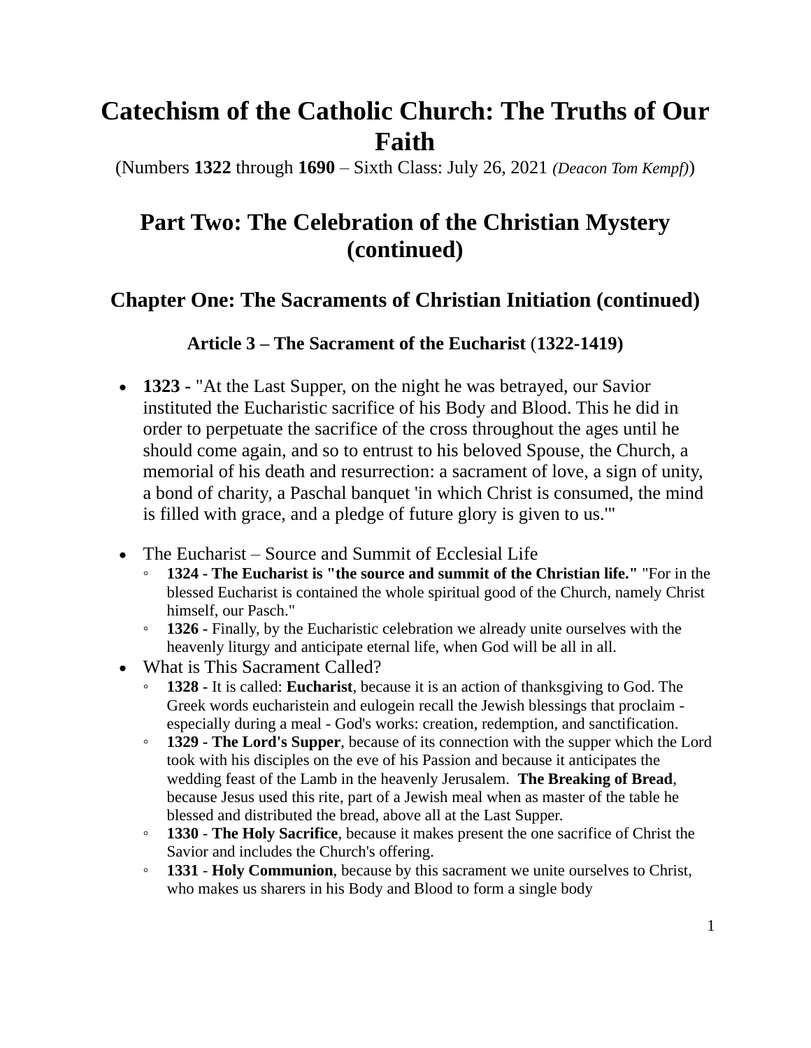# Catechism of the Catholic Church: The Truths of Our Faith

(Numbers **1322** through **1690** – Sixth Class: July 26, 2021 *(Deacon Tom Kempf)*)

## Part Two: The Celebration of the Christian Mystery (continued)

### Chapter One: The Sacraments of Christian Initiation (continued)

#### Article 3 – The Sacrament of the Eucharist (1322-1419)

- **1323 -** "At the Last Supper, on the night he was betrayed, our Savior instituted the Eucharistic sacrifice of his Body and Blood. This he did in order to perpetuate the sacrifice of the cross throughout the ages until he should come again, and so to entrust to his beloved Spouse, the Church, a memorial of his death and resurrection: a sacrament of love, a sign of unity, a bond of charity, a Paschal banquet 'in which Christ is consumed, the mind is filled with grace, and a pledge of future glory is given to us.'"

- The Eucharist – Source and Summit of Ecclesial Life
  - **1324 - The Eucharist is "the source and summit of the Christian life."** "For in the blessed Eucharist is contained the whole spiritual good of the Church, namely Christ himself, our Pasch."
  - **1326 -** Finally, by the Eucharistic celebration we already unite ourselves with the heavenly liturgy and anticipate eternal life, when God will be all in all.
- What is This Sacrament Called?
  - **1328 -** It is called: **Eucharist**, because it is an action of thanksgiving to God. The Greek words eucharistein and eulogein recall the Jewish blessings that proclaim - especially during a meal - God's works: creation, redemption, and sanctification.
  - **1329 - The Lord's Supper**, because of its connection with the supper which the Lord took with his disciples on the eve of his Passion and because it anticipates the wedding feast of the Lamb in the heavenly Jerusalem. **The Breaking of Bread**, because Jesus used this rite, part of a Jewish meal when as master of the table he blessed and distributed the bread, above all at the Last Supper.
  - **1330** - **The Holy Sacrifice**, because it makes present the one sacrifice of Christ the Savior and includes the Church's offering.
  - **1331** - **Holy Communion**, because by this sacrament we unite ourselves to Christ, who makes us sharers in his Body and Blood to form a single body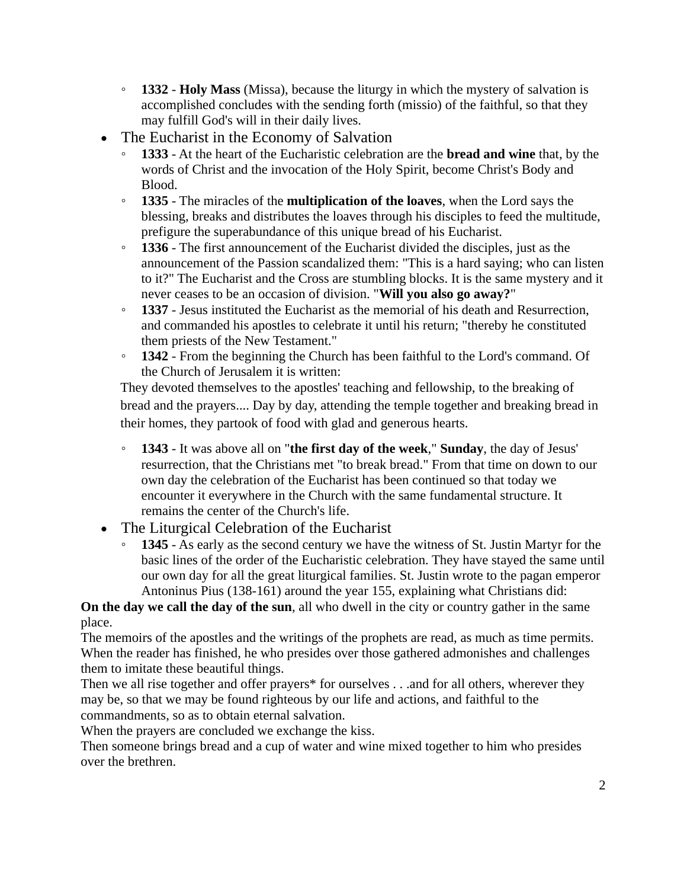- **1332** - **Holy Mass** (Missa), because the liturgy in which the mystery of salvation is accomplished concludes with the sending forth (missio) of the faithful, so that they may fulfill God's will in their daily lives.

- The Eucharist in the Economy of Salvation
  - **1333** - At the heart of the Eucharistic celebration are the **bread and wine** that, by the words of Christ and the invocation of the Holy Spirit, become Christ's Body and Blood.
  - **1335** - The miracles of the **multiplication of the loaves**, when the Lord says the blessing, breaks and distributes the loaves through his disciples to feed the multitude, prefigure the superabundance of this unique bread of his Eucharist.
  - **1336** - The first announcement of the Eucharist divided the disciples, just as the announcement of the Passion scandalized them: "This is a hard saying; who can listen to it?" The Eucharist and the Cross are stumbling blocks. It is the same mystery and it never ceases to be an occasion of division. "**Will you also go away?**"
  - **1337** - Jesus instituted the Eucharist as the memorial of his death and Resurrection, and commanded his apostles to celebrate it until his return; "thereby he constituted them priests of the New Testament."
  - **1342** - From the beginning the Church has been faithful to the Lord's command. Of the Church of Jerusalem it is written:

  They devoted themselves to the apostles' teaching and fellowship, to the breaking of bread and the prayers.... Day by day, attending the temple together and breaking bread in their homes, they partook of food with glad and generous hearts.

  - **1343** - It was above all on "**the first day of the week**," **Sunday**, the day of Jesus' resurrection, that the Christians met "to break bread." From that time on down to our own day the celebration of the Eucharist has been continued so that today we encounter it everywhere in the Church with the same fundamental structure. It remains the center of the Church's life.

- The Liturgical Celebration of the Eucharist
  - **1345** - As early as the second century we have the witness of St. Justin Martyr for the basic lines of the order of the Eucharistic celebration. They have stayed the same until our own day for all the great liturgical families. St. Justin wrote to the pagan emperor Antoninus Pius (138-161) around the year 155, explaining what Christians did:

**On the day we call the day of the sun**, all who dwell in the city or country gather in the same place.
The memoirs of the apostles and the writings of the prophets are read, as much as time permits.
When the reader has finished, he who presides over those gathered admonishes and challenges them to imitate these beautiful things.
Then we all rise together and offer prayers* for ourselves . . .and for all others, wherever they may be, so that we may be found righteous by our life and actions, and faithful to the commandments, so as to obtain eternal salvation.
When the prayers are concluded we exchange the kiss.
Then someone brings bread and a cup of water and wine mixed together to him who presides over the brethren.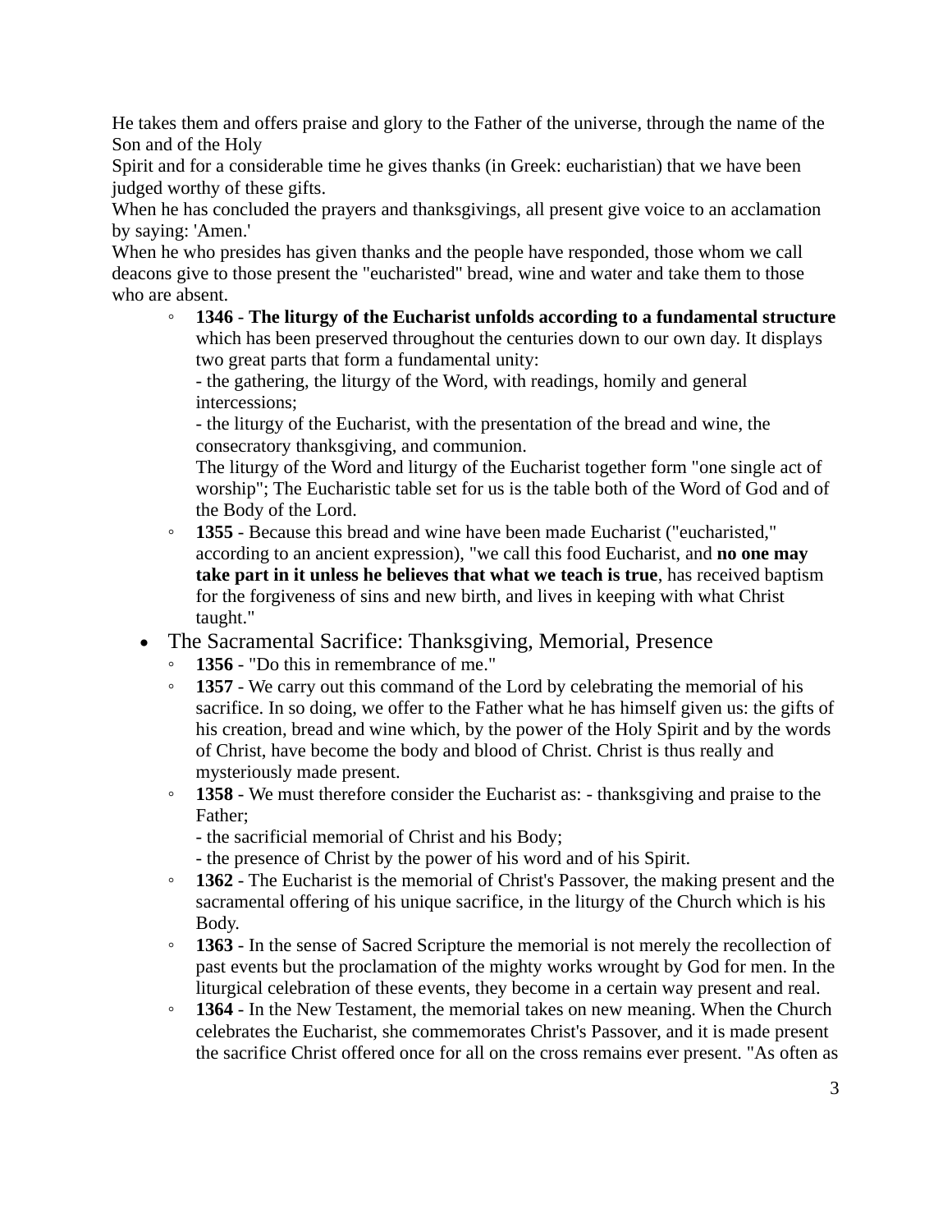He takes them and offers praise and glory to the Father of the universe, through the name of the Son and of the Holy
Spirit and for a considerable time he gives thanks (in Greek: eucharistian) that we have been judged worthy of these gifts.
When he has concluded the prayers and thanksgivings, all present give voice to an acclamation by saying: 'Amen.'
When he who presides has given thanks and the people have responded, those whom we call deacons give to those present the "eucharisted" bread, wine and water and take them to those who are absent.

  - **1346** - **The liturgy of the Eucharist unfolds according to a fundamental structure** which has been preserved throughout the centuries down to our own day. It displays two great parts that form a fundamental unity:
    - the gathering, the liturgy of the Word, with readings, homily and general intercessions;
    - the liturgy of the Eucharist, with the presentation of the bread and wine, the consecratory thanksgiving, and communion.
    The liturgy of the Word and liturgy of the Eucharist together form "one single act of worship"; The Eucharistic table set for us is the table both of the Word of God and of the Body of the Lord.
  - **1355** - Because this bread and wine have been made Eucharist ("eucharisted," according to an ancient expression), "we call this food Eucharist, and **no one may take part in it unless he believes that what we teach is true**, has received baptism for the forgiveness of sins and new birth, and lives in keeping with what Christ taught."

- The Sacramental Sacrifice: Thanksgiving, Memorial, Presence
  - **1356** - "Do this in remembrance of me."
  - **1357** - We carry out this command of the Lord by celebrating the memorial of his sacrifice. In so doing, we offer to the Father what he has himself given us: the gifts of his creation, bread and wine which, by the power of the Holy Spirit and by the words of Christ, have become the body and blood of Christ. Christ is thus really and mysteriously made present.
  - **1358** - We must therefore consider the Eucharist as: - thanksgiving and praise to the Father;
    - the sacrificial memorial of Christ and his Body;
    - the presence of Christ by the power of his word and of his Spirit.
  - **1362** - The Eucharist is the memorial of Christ's Passover, the making present and the sacramental offering of his unique sacrifice, in the liturgy of the Church which is his Body.
  - **1363** - In the sense of Sacred Scripture the memorial is not merely the recollection of past events but the proclamation of the mighty works wrought by God for men. In the liturgical celebration of these events, they become in a certain way present and real.
  - **1364** - In the New Testament, the memorial takes on new meaning. When the Church celebrates the Eucharist, she commemorates Christ's Passover, and it is made present the sacrifice Christ offered once for all on the cross remains ever present. "As often as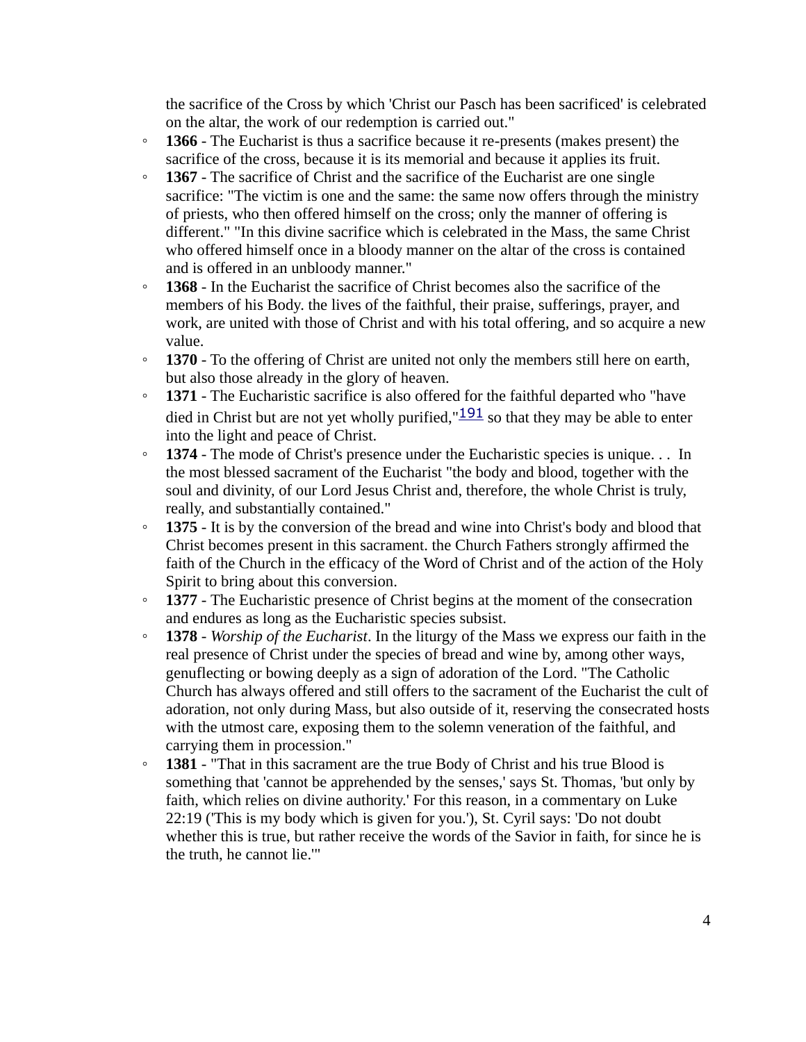the sacrifice of the Cross by which 'Christ our Pasch has been sacrificed' is celebrated on the altar, the work of our redemption is carried out."

- **1366** - The Eucharist is thus a sacrifice because it re-presents (makes present) the sacrifice of the cross, because it is its memorial and because it applies its fruit.
- **1367** - The sacrifice of Christ and the sacrifice of the Eucharist are one single sacrifice: "The victim is one and the same: the same now offers through the ministry of priests, who then offered himself on the cross; only the manner of offering is different." "In this divine sacrifice which is celebrated in the Mass, the same Christ who offered himself once in a bloody manner on the altar of the cross is contained and is offered in an unbloody manner."
- **1368** - In the Eucharist the sacrifice of Christ becomes also the sacrifice of the members of his Body. the lives of the faithful, their praise, sufferings, prayer, and work, are united with those of Christ and with his total offering, and so acquire a new value.
- **1370** - To the offering of Christ are united not only the members still here on earth, but also those already in the glory of heaven.
- **1371** - The Eucharistic sacrifice is also offered for the faithful departed who "have died in Christ but are not yet wholly purified,"[191] so that they may be able to enter into the light and peace of Christ.
- **1374** - The mode of Christ's presence under the Eucharistic species is unique. . . In the most blessed sacrament of the Eucharist "the body and blood, together with the soul and divinity, of our Lord Jesus Christ and, therefore, the whole Christ is truly, really, and substantially contained."
- **1375** - It is by the conversion of the bread and wine into Christ's body and blood that Christ becomes present in this sacrament. the Church Fathers strongly affirmed the faith of the Church in the efficacy of the Word of Christ and of the action of the Holy Spirit to bring about this conversion.
- **1377** - The Eucharistic presence of Christ begins at the moment of the consecration and endures as long as the Eucharistic species subsist.
- **1378** - *Worship of the Eucharist*. In the liturgy of the Mass we express our faith in the real presence of Christ under the species of bread and wine by, among other ways, genuflecting or bowing deeply as a sign of adoration of the Lord. "The Catholic Church has always offered and still offers to the sacrament of the Eucharist the cult of adoration, not only during Mass, but also outside of it, reserving the consecrated hosts with the utmost care, exposing them to the solemn veneration of the faithful, and carrying them in procession."
- **1381** - "That in this sacrament are the true Body of Christ and his true Blood is something that 'cannot be apprehended by the senses,' says St. Thomas, 'but only by faith, which relies on divine authority.' For this reason, in a commentary on Luke 22:19 ('This is my body which is given for you.'), St. Cyril says: 'Do not doubt whether this is true, but rather receive the words of the Savior in faith, for since he is the truth, he cannot lie.'"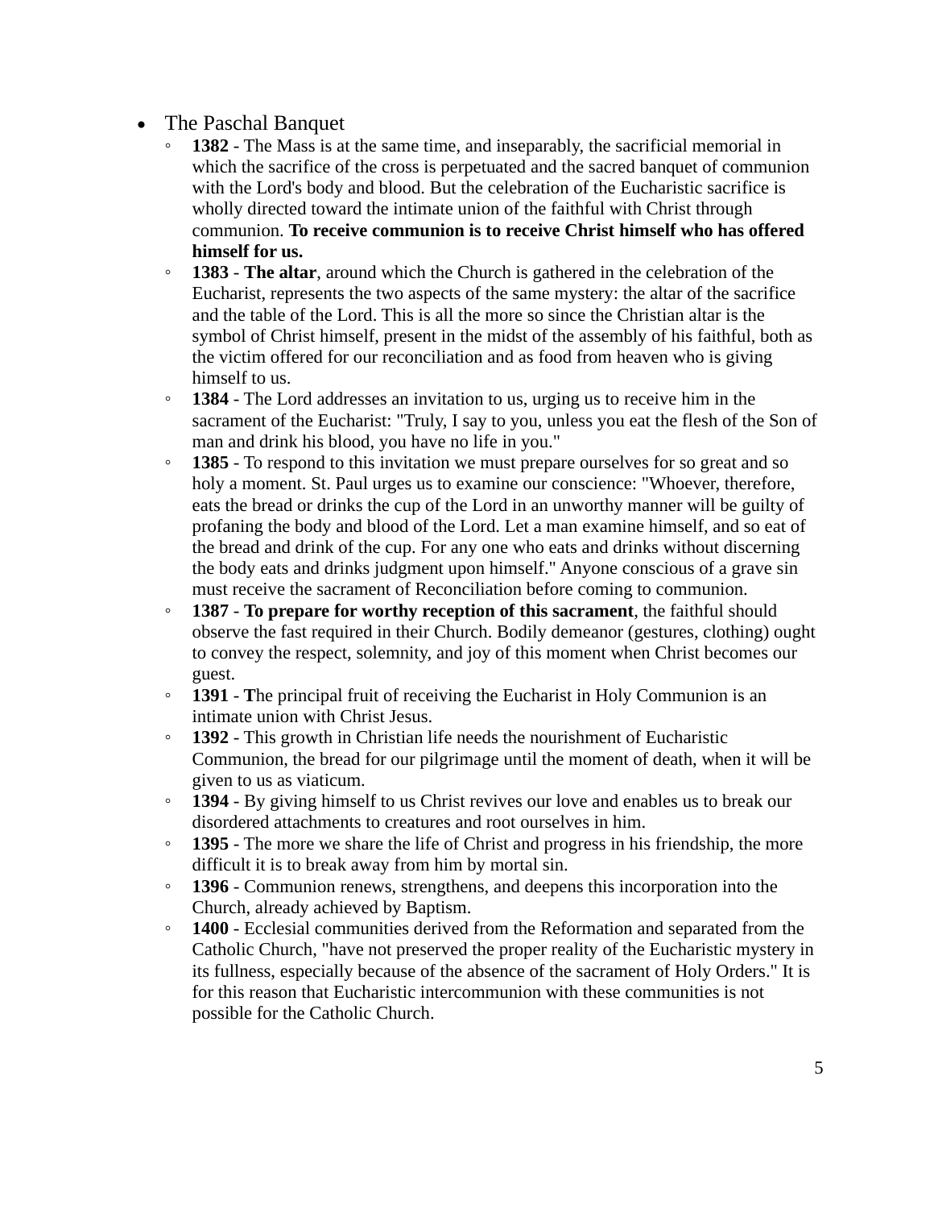- The Paschal Banquet
  - **1382** - The Mass is at the same time, and inseparably, the sacrificial memorial in which the sacrifice of the cross is perpetuated and the sacred banquet of communion with the Lord's body and blood. But the celebration of the Eucharistic sacrifice is wholly directed toward the intimate union of the faithful with Christ through communion. **To receive communion is to receive Christ himself who has offered himself for us.**
  - **1383** - **The altar**, around which the Church is gathered in the celebration of the Eucharist, represents the two aspects of the same mystery: the altar of the sacrifice and the table of the Lord. This is all the more so since the Christian altar is the symbol of Christ himself, present in the midst of the assembly of his faithful, both as the victim offered for our reconciliation and as food from heaven who is giving himself to us.
  - **1384** - The Lord addresses an invitation to us, urging us to receive him in the sacrament of the Eucharist: "Truly, I say to you, unless you eat the flesh of the Son of man and drink his blood, you have no life in you."
  - **1385** - To respond to this invitation we must prepare ourselves for so great and so holy a moment. St. Paul urges us to examine our conscience: "Whoever, therefore, eats the bread or drinks the cup of the Lord in an unworthy manner will be guilty of profaning the body and blood of the Lord. Let a man examine himself, and so eat of the bread and drink of the cup. For any one who eats and drinks without discerning the body eats and drinks judgment upon himself." Anyone conscious of a grave sin must receive the sacrament of Reconciliation before coming to communion.
  - **1387** - **To prepare for worthy reception of this sacrament**, the faithful should observe the fast required in their Church. Bodily demeanor (gestures, clothing) ought to convey the respect, solemnity, and joy of this moment when Christ becomes our guest.
  - **1391** - **T**he principal fruit of receiving the Eucharist in Holy Communion is an intimate union with Christ Jesus.
  - **1392** - This growth in Christian life needs the nourishment of Eucharistic Communion, the bread for our pilgrimage until the moment of death, when it will be given to us as viaticum.
  - **1394** - By giving himself to us Christ revives our love and enables us to break our disordered attachments to creatures and root ourselves in him.
  - **1395** - The more we share the life of Christ and progress in his friendship, the more difficult it is to break away from him by mortal sin.
  - **1396** - Communion renews, strengthens, and deepens this incorporation into the Church, already achieved by Baptism.
  - **1400** - Ecclesial communities derived from the Reformation and separated from the Catholic Church, "have not preserved the proper reality of the Eucharistic mystery in its fullness, especially because of the absence of the sacrament of Holy Orders." It is for this reason that Eucharistic intercommunion with these communities is not possible for the Catholic Church.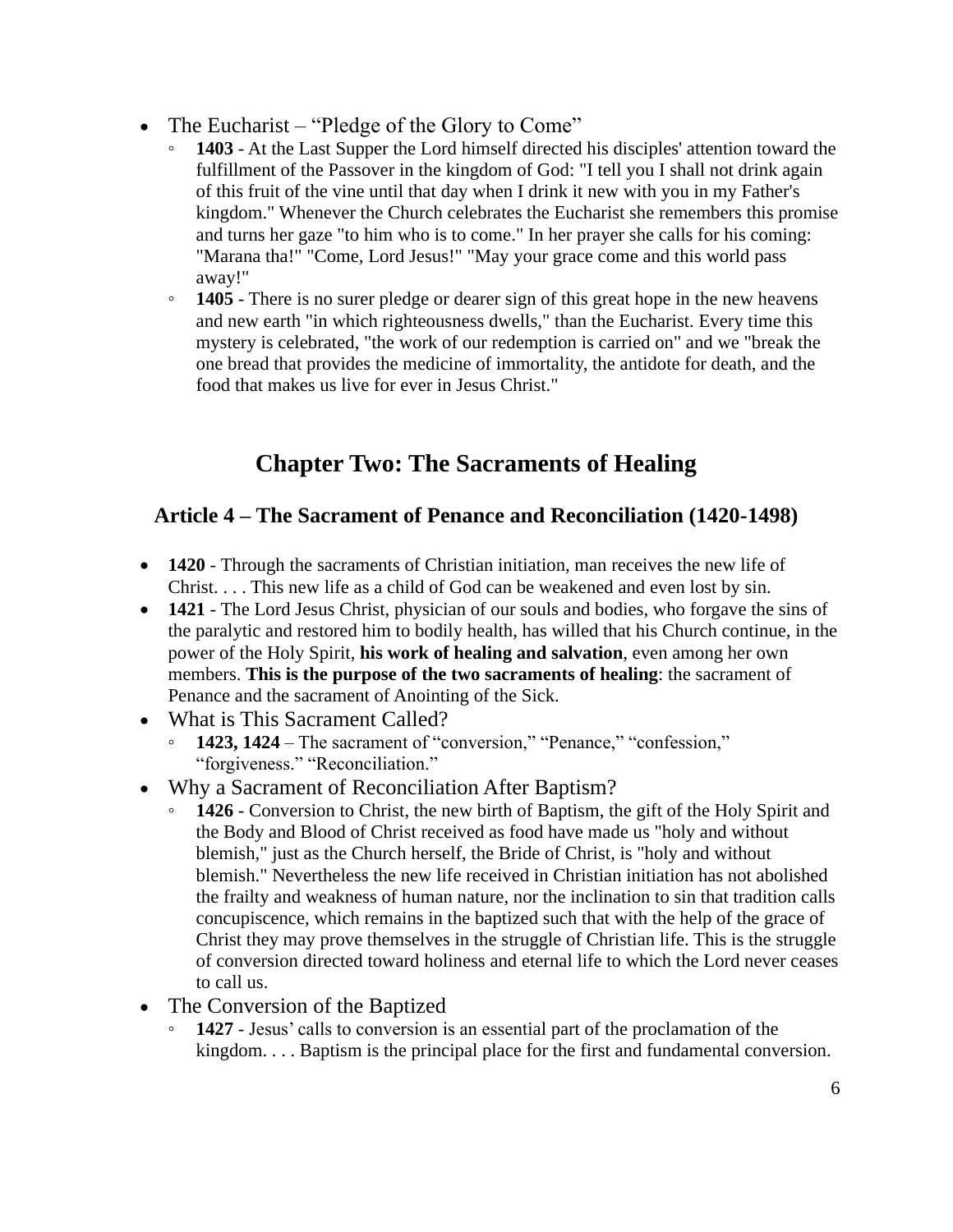- The Eucharist – "Pledge of the Glory to Come"
  - **1403** - At the Last Supper the Lord himself directed his disciples' attention toward the fulfillment of the Passover in the kingdom of God: "I tell you I shall not drink again of this fruit of the vine until that day when I drink it new with you in my Father's kingdom." Whenever the Church celebrates the Eucharist she remembers this promise and turns her gaze "to him who is to come." In her prayer she calls for his coming: "Marana tha!" "Come, Lord Jesus!" "May your grace come and this world pass away!"
  - **1405** - There is no surer pledge or dearer sign of this great hope in the new heavens and new earth "in which righteousness dwells," than the Eucharist. Every time this mystery is celebrated, "the work of our redemption is carried on" and we "break the one bread that provides the medicine of immortality, the antidote for death, and the food that makes us live for ever in Jesus Christ."

## Chapter Two: The Sacraments of Healing

### Article 4 – The Sacrament of Penance and Reconciliation (1420-1498)

- **1420** - Through the sacraments of Christian initiation, man receives the new life of Christ. . . . This new life as a child of God can be weakened and even lost by sin.
- **1421** - The Lord Jesus Christ, physician of our souls and bodies, who forgave the sins of the paralytic and restored him to bodily health, has willed that his Church continue, in the power of the Holy Spirit, **his work of healing and salvation**, even among her own members. **This is the purpose of the two sacraments of healing**: the sacrament of Penance and the sacrament of Anointing of the Sick.
- What is This Sacrament Called?
  - **1423, 1424** – The sacrament of "conversion," "Penance," "confession," "forgiveness." "Reconciliation."
- Why a Sacrament of Reconciliation After Baptism?
  - **1426** - Conversion to Christ, the new birth of Baptism, the gift of the Holy Spirit and the Body and Blood of Christ received as food have made us "holy and without blemish," just as the Church herself, the Bride of Christ, is "holy and without blemish." Nevertheless the new life received in Christian initiation has not abolished the frailty and weakness of human nature, nor the inclination to sin that tradition calls concupiscence, which remains in the baptized such that with the help of the grace of Christ they may prove themselves in the struggle of Christian life. This is the struggle of conversion directed toward holiness and eternal life to which the Lord never ceases to call us.
- The Conversion of the Baptized
  - **1427** - Jesus' calls to conversion is an essential part of the proclamation of the kingdom. . . . Baptism is the principal place for the first and fundamental conversion.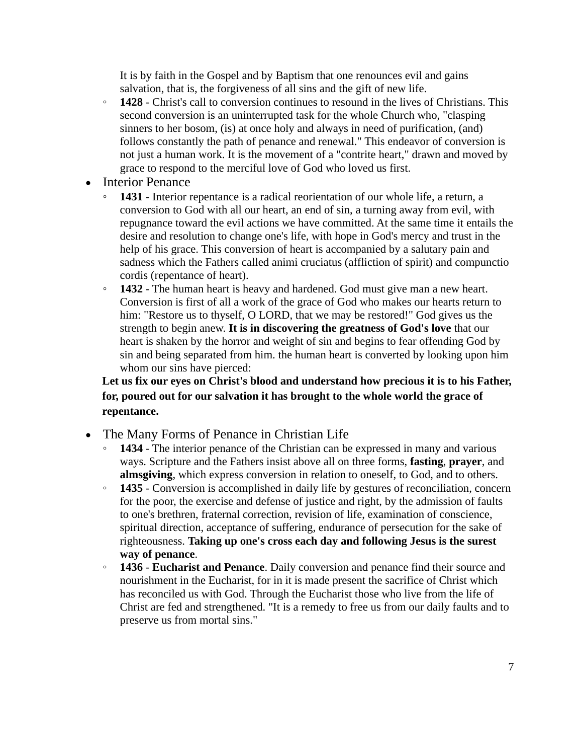It is by faith in the Gospel and by Baptism that one renounces evil and gains salvation, that is, the forgiveness of all sins and the gift of new life.

- **1428** - Christ's call to conversion continues to resound in the lives of Christians. This second conversion is an uninterrupted task for the whole Church who, "clasping sinners to her bosom, (is) at once holy and always in need of purification, (and) follows constantly the path of penance and renewal." This endeavor of conversion is not just a human work. It is the movement of a "contrite heart," drawn and moved by grace to respond to the merciful love of God who loved us first.

- Interior Penance
    - **1431** - Interior repentance is a radical reorientation of our whole life, a return, a conversion to God with all our heart, an end of sin, a turning away from evil, with repugnance toward the evil actions we have committed. At the same time it entails the desire and resolution to change one's life, with hope in God's mercy and trust in the help of his grace. This conversion of heart is accompanied by a salutary pain and sadness which the Fathers called animi cruciatus (affliction of spirit) and compunctio cordis (repentance of heart).
    - **1432** - The human heart is heavy and hardened. God must give man a new heart. Conversion is first of all a work of the grace of God who makes our hearts return to him: "Restore us to thyself, O LORD, that we may be restored!" God gives us the strength to begin anew. **It is in discovering the greatness of God's love** that our heart is shaken by the horror and weight of sin and begins to fear offending God by sin and being separated from him. the human heart is converted by looking upon him whom our sins have pierced:

  **Let us fix our eyes on Christ's blood and understand how precious it is to his Father, for, poured out for our salvation it has brought to the whole world the grace of repentance.**

- The Many Forms of Penance in Christian Life
    - **1434** - The interior penance of the Christian can be expressed in many and various ways. Scripture and the Fathers insist above all on three forms, **fasting**, **prayer**, and **almsgiving**, which express conversion in relation to oneself, to God, and to others.
    - **1435** - Conversion is accomplished in daily life by gestures of reconciliation, concern for the poor, the exercise and defense of justice and right, by the admission of faults to one's brethren, fraternal correction, revision of life, examination of conscience, spiritual direction, acceptance of suffering, endurance of persecution for the sake of righteousness. **Taking up one's cross each day and following Jesus is the surest way of penance**.
    - **1436 - Eucharist and Penance**. Daily conversion and penance find their source and nourishment in the Eucharist, for in it is made present the sacrifice of Christ which has reconciled us with God. Through the Eucharist those who live from the life of Christ are fed and strengthened. "It is a remedy to free us from our daily faults and to preserve us from mortal sins."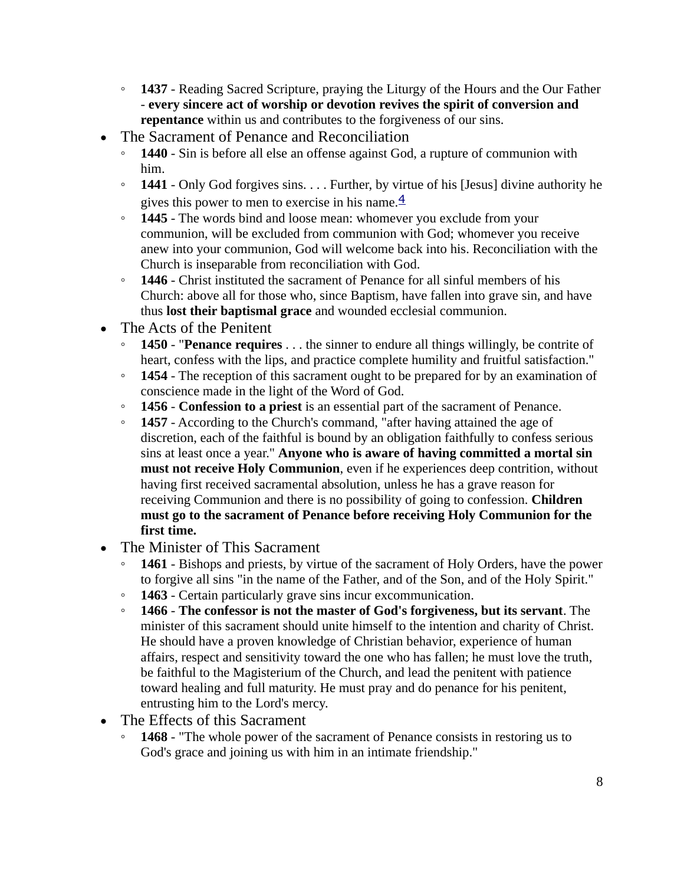- **1437** - Reading Sacred Scripture, praying the Liturgy of the Hours and the Our Father - **every sincere act of worship or devotion revives the spirit of conversion and repentance** within us and contributes to the forgiveness of our sins.
- The Sacrament of Penance and Reconciliation
  - **1440** - Sin is before all else an offense against God, a rupture of communion with him.
  - **1441** - Only God forgives sins. . . . Further, by virtue of his [Jesus] divine authority he gives this power to men to exercise in his name.[4]
  - **1445** - The words bind and loose mean: whomever you exclude from your communion, will be excluded from communion with God; whomever you receive anew into your communion, God will welcome back into his. Reconciliation with the Church is inseparable from reconciliation with God.
  - **1446** - Christ instituted the sacrament of Penance for all sinful members of his Church: above all for those who, since Baptism, have fallen into grave sin, and have thus **lost their baptismal grace** and wounded ecclesial communion.
- The Acts of the Penitent
  - **1450** - "**Penance requires** . . . the sinner to endure all things willingly, be contrite of heart, confess with the lips, and practice complete humility and fruitful satisfaction."
  - **1454** - The reception of this sacrament ought to be prepared for by an examination of conscience made in the light of the Word of God.
  - **1456** - **Confession to a priest** is an essential part of the sacrament of Penance.
  - **1457** - According to the Church's command, "after having attained the age of discretion, each of the faithful is bound by an obligation faithfully to confess serious sins at least once a year." **Anyone who is aware of having committed a mortal sin must not receive Holy Communion**, even if he experiences deep contrition, without having first received sacramental absolution, unless he has a grave reason for receiving Communion and there is no possibility of going to confession. **Children must go to the sacrament of Penance before receiving Holy Communion for the first time.**
- The Minister of This Sacrament
  - **1461** - Bishops and priests, by virtue of the sacrament of Holy Orders, have the power to forgive all sins "in the name of the Father, and of the Son, and of the Holy Spirit."
  - **1463** - Certain particularly grave sins incur excommunication.
  - **1466** - **The confessor is not the master of God's forgiveness, but its servant**. The minister of this sacrament should unite himself to the intention and charity of Christ. He should have a proven knowledge of Christian behavior, experience of human affairs, respect and sensitivity toward the one who has fallen; he must love the truth, be faithful to the Magisterium of the Church, and lead the penitent with patience toward healing and full maturity. He must pray and do penance for his penitent, entrusting him to the Lord's mercy.
- The Effects of this Sacrament
  - **1468** - "The whole power of the sacrament of Penance consists in restoring us to God's grace and joining us with him in an intimate friendship."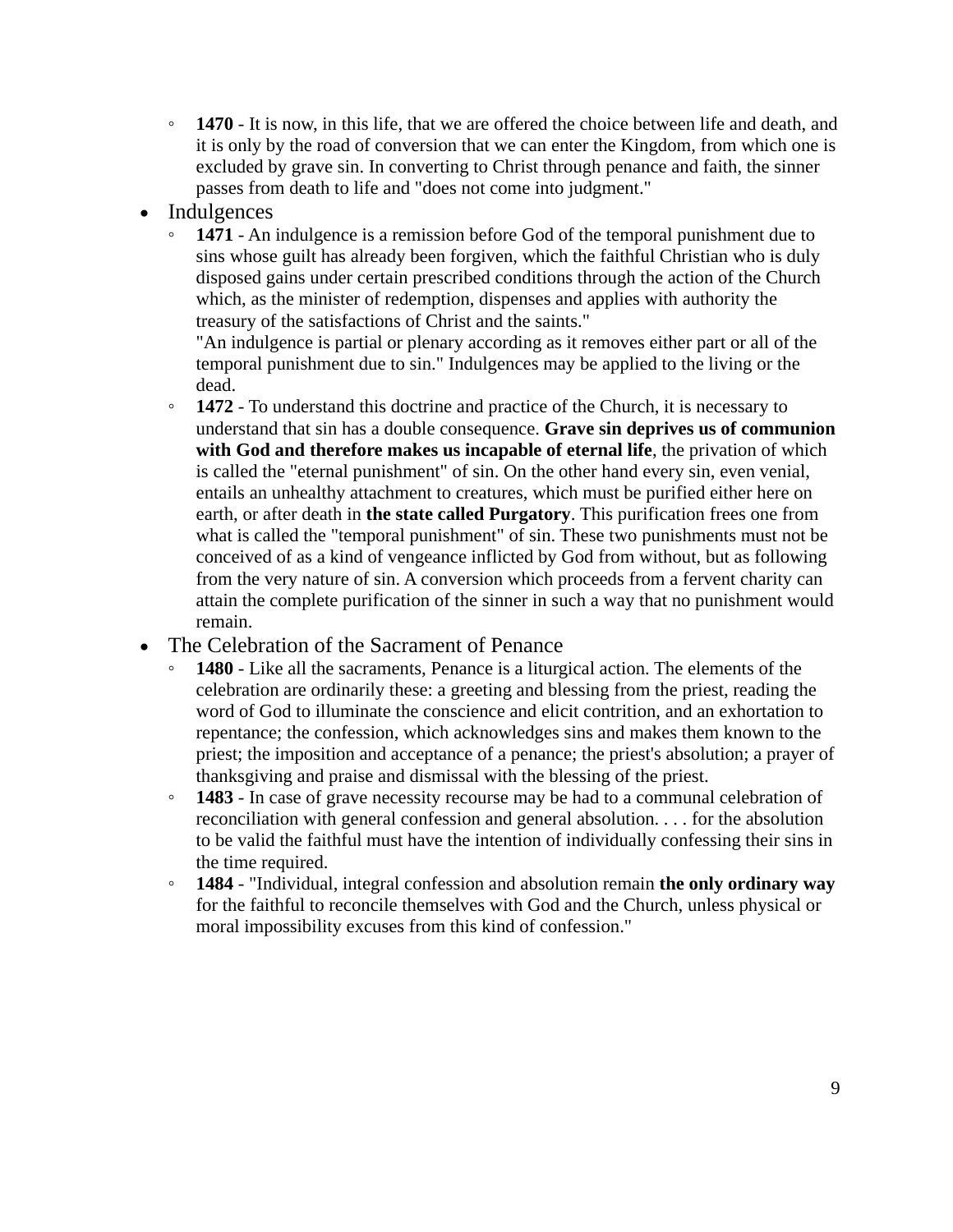- **1470** - It is now, in this life, that we are offered the choice between life and death, and it is only by the road of conversion that we can enter the Kingdom, from which one is excluded by grave sin. In converting to Christ through penance and faith, the sinner passes from death to life and "does not come into judgment."
- Indulgences
  - **1471** - An indulgence is a remission before God of the temporal punishment due to sins whose guilt has already been forgiven, which the faithful Christian who is duly disposed gains under certain prescribed conditions through the action of the Church which, as the minister of redemption, dispenses and applies with authority the treasury of the satisfactions of Christ and the saints."
    "An indulgence is partial or plenary according as it removes either part or all of the temporal punishment due to sin." Indulgences may be applied to the living or the dead.
  - **1472** - To understand this doctrine and practice of the Church, it is necessary to understand that sin has a double consequence. **Grave sin deprives us of communion with God and therefore makes us incapable of eternal life**, the privation of which is called the "eternal punishment" of sin. On the other hand every sin, even venial, entails an unhealthy attachment to creatures, which must be purified either here on earth, or after death in **the state called Purgatory**. This purification frees one from what is called the "temporal punishment" of sin. These two punishments must not be conceived of as a kind of vengeance inflicted by God from without, but as following from the very nature of sin. A conversion which proceeds from a fervent charity can attain the complete purification of the sinner in such a way that no punishment would remain.
- The Celebration of the Sacrament of Penance
  - **1480** - Like all the sacraments, Penance is a liturgical action. The elements of the celebration are ordinarily these: a greeting and blessing from the priest, reading the word of God to illuminate the conscience and elicit contrition, and an exhortation to repentance; the confession, which acknowledges sins and makes them known to the priest; the imposition and acceptance of a penance; the priest's absolution; a prayer of thanksgiving and praise and dismissal with the blessing of the priest.
  - **1483** - In case of grave necessity recourse may be had to a communal celebration of reconciliation with general confession and general absolution. . . . for the absolution to be valid the faithful must have the intention of individually confessing their sins in the time required.
  - **1484** - "Individual, integral confession and absolution remain **the only ordinary way** for the faithful to reconcile themselves with God and the Church, unless physical or moral impossibility excuses from this kind of confession."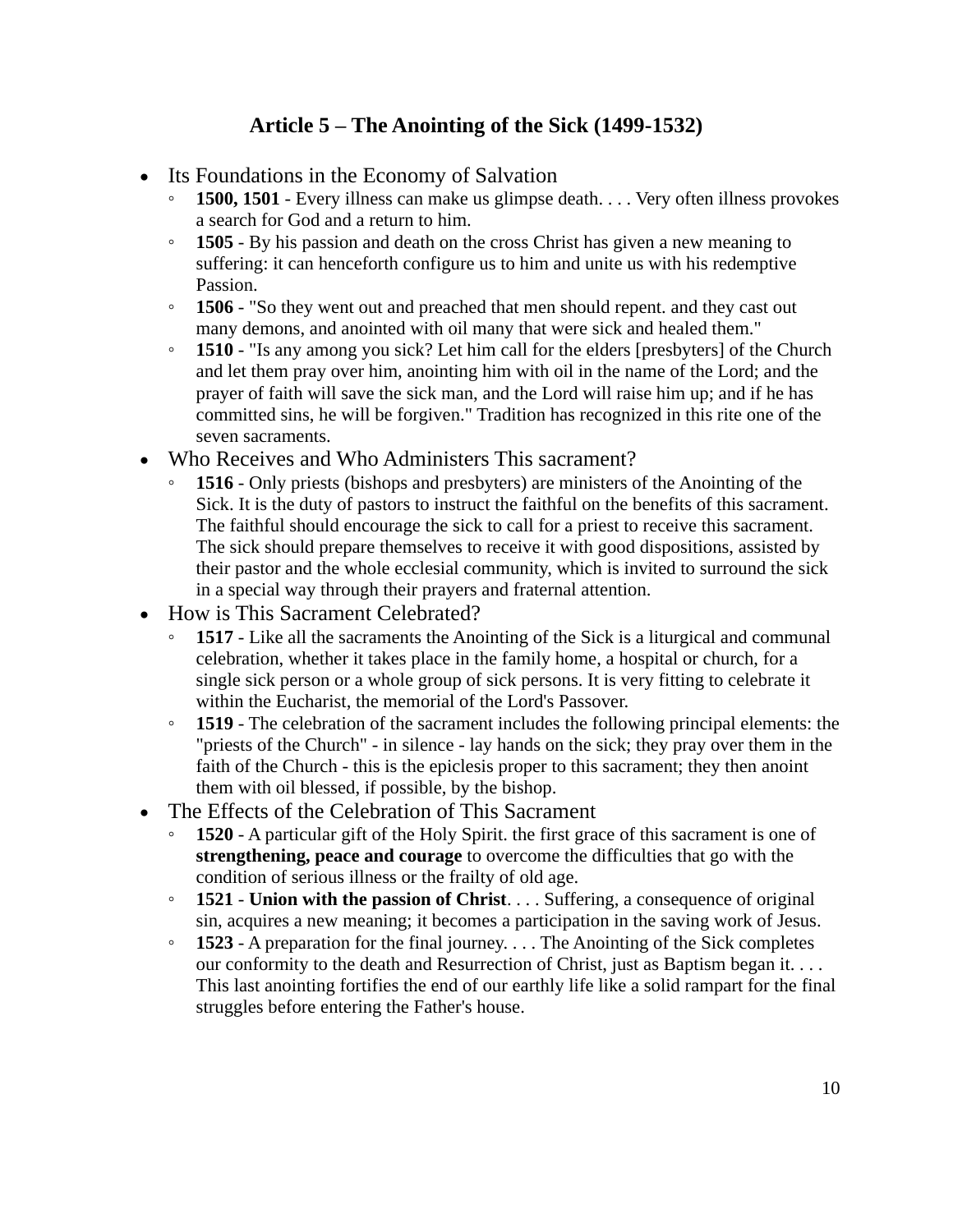## Article 5 – The Anointing of the Sick (1499-1532)

- Its Foundations in the Economy of Salvation
  - **1500, 1501** - Every illness can make us glimpse death. . . . Very often illness provokes a search for God and a return to him.
  - **1505** - By his passion and death on the cross Christ has given a new meaning to suffering: it can henceforth configure us to him and unite us with his redemptive Passion.
  - **1506** - "So they went out and preached that men should repent. and they cast out many demons, and anointed with oil many that were sick and healed them."
  - **1510** - "Is any among you sick? Let him call for the elders [presbyters] of the Church and let them pray over him, anointing him with oil in the name of the Lord; and the prayer of faith will save the sick man, and the Lord will raise him up; and if he has committed sins, he will be forgiven." Tradition has recognized in this rite one of the seven sacraments.
- Who Receives and Who Administers This sacrament?
  - **1516** - Only priests (bishops and presbyters) are ministers of the Anointing of the Sick. It is the duty of pastors to instruct the faithful on the benefits of this sacrament. The faithful should encourage the sick to call for a priest to receive this sacrament. The sick should prepare themselves to receive it with good dispositions, assisted by their pastor and the whole ecclesial community, which is invited to surround the sick in a special way through their prayers and fraternal attention.
- How is This Sacrament Celebrated?
  - **1517** - Like all the sacraments the Anointing of the Sick is a liturgical and communal celebration, whether it takes place in the family home, a hospital or church, for a single sick person or a whole group of sick persons. It is very fitting to celebrate it within the Eucharist, the memorial of the Lord's Passover.
  - **1519** - The celebration of the sacrament includes the following principal elements: the "priests of the Church" - in silence - lay hands on the sick; they pray over them in the faith of the Church - this is the epiclesis proper to this sacrament; they then anoint them with oil blessed, if possible, by the bishop.
- The Effects of the Celebration of This Sacrament
  - **1520** - A particular gift of the Holy Spirit. the first grace of this sacrament is one of **strengthening, peace and courage** to overcome the difficulties that go with the condition of serious illness or the frailty of old age.
  - **1521** - **Union with the passion of Christ**. . . . Suffering, a consequence of original sin, acquires a new meaning; it becomes a participation in the saving work of Jesus.
  - **1523** - A preparation for the final journey. . . . The Anointing of the Sick completes our conformity to the death and Resurrection of Christ, just as Baptism began it. . . . This last anointing fortifies the end of our earthly life like a solid rampart for the final struggles before entering the Father's house.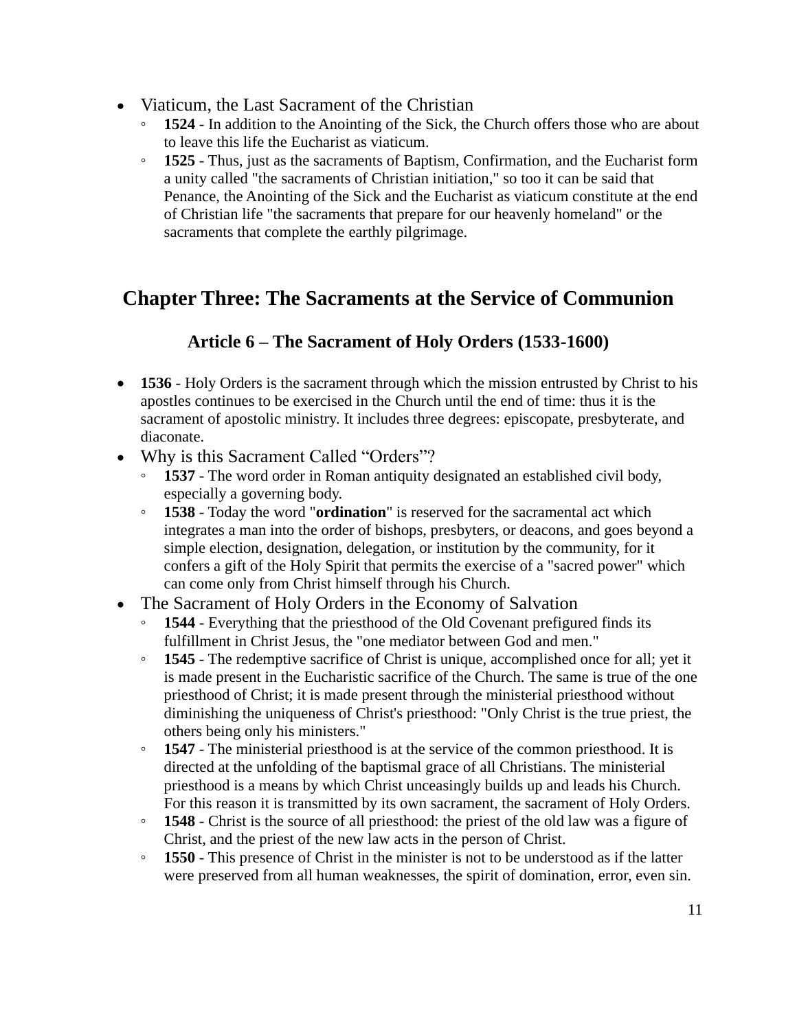- Viaticum, the Last Sacrament of the Christian
    - **1524** - In addition to the Anointing of the Sick, the Church offers those who are about to leave this life the Eucharist as viaticum.
    - **1525** - Thus, just as the sacraments of Baptism, Confirmation, and the Eucharist form a unity called "the sacraments of Christian initiation," so too it can be said that Penance, the Anointing of the Sick and the Eucharist as viaticum constitute at the end of Christian life "the sacraments that prepare for our heavenly homeland" or the sacraments that complete the earthly pilgrimage.

## Chapter Three: The Sacraments at the Service of Communion

### Article 6 – The Sacrament of Holy Orders (1533-1600)

- **1536** - Holy Orders is the sacrament through which the mission entrusted by Christ to his apostles continues to be exercised in the Church until the end of time: thus it is the sacrament of apostolic ministry. It includes three degrees: episcopate, presbyterate, and diaconate.
- Why is this Sacrament Called "Orders"?
    - **1537** - The word order in Roman antiquity designated an established civil body, especially a governing body.
    - **1538** - Today the word "**ordination**" is reserved for the sacramental act which integrates a man into the order of bishops, presbyters, or deacons, and goes beyond a simple election, designation, delegation, or institution by the community, for it confers a gift of the Holy Spirit that permits the exercise of a "sacred power" which can come only from Christ himself through his Church.
- The Sacrament of Holy Orders in the Economy of Salvation
    - **1544** - Everything that the priesthood of the Old Covenant prefigured finds its fulfillment in Christ Jesus, the "one mediator between God and men."
    - **1545** - The redemptive sacrifice of Christ is unique, accomplished once for all; yet it is made present in the Eucharistic sacrifice of the Church. The same is true of the one priesthood of Christ; it is made present through the ministerial priesthood without diminishing the uniqueness of Christ's priesthood: "Only Christ is the true priest, the others being only his ministers."
    - **1547** - The ministerial priesthood is at the service of the common priesthood. It is directed at the unfolding of the baptismal grace of all Christians. The ministerial priesthood is a means by which Christ unceasingly builds up and leads his Church. For this reason it is transmitted by its own sacrament, the sacrament of Holy Orders.
    - **1548** - Christ is the source of all priesthood: the priest of the old law was a figure of Christ, and the priest of the new law acts in the person of Christ.
    - **1550** - This presence of Christ in the minister is not to be understood as if the latter were preserved from all human weaknesses, the spirit of domination, error, even sin.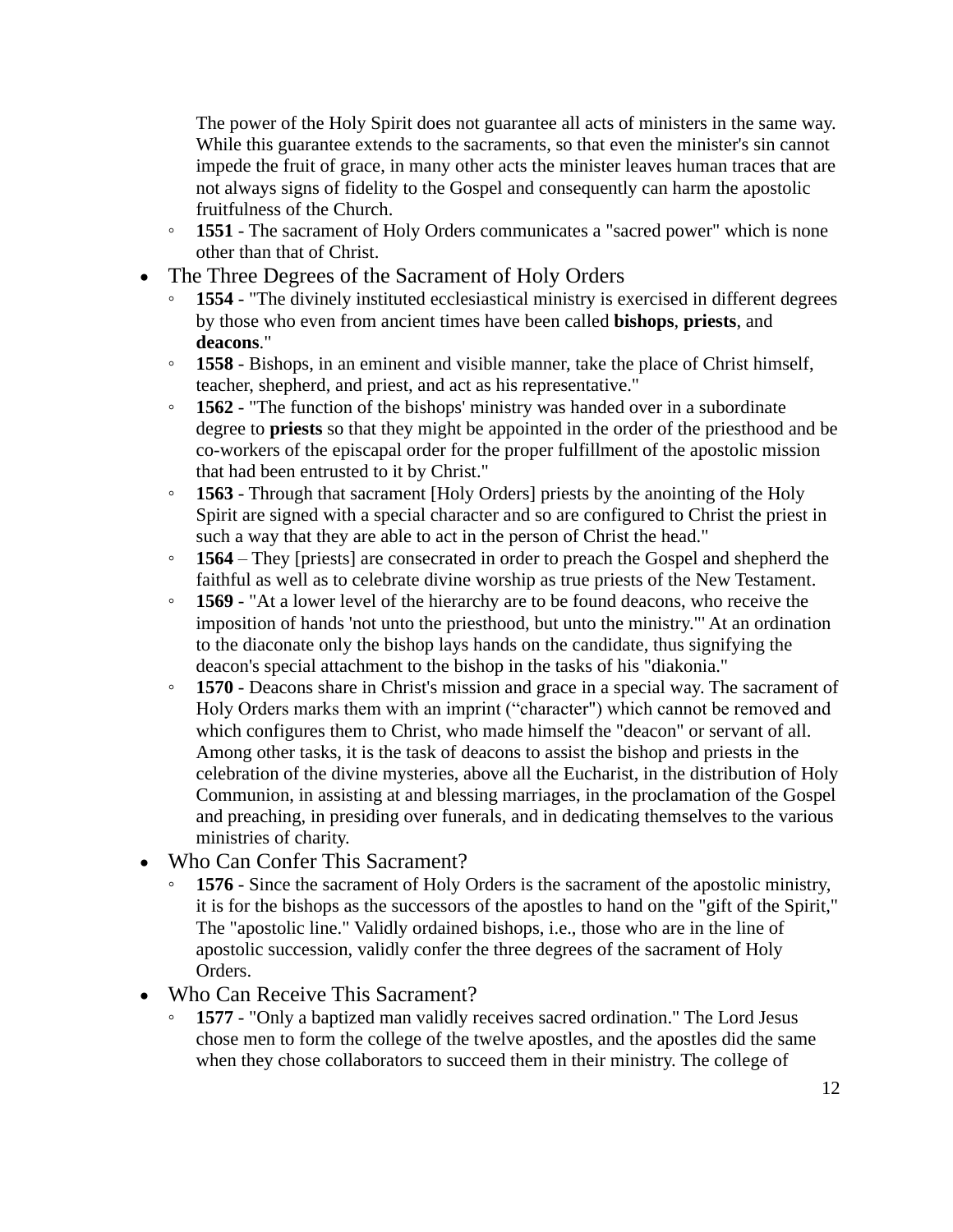The power of the Holy Spirit does not guarantee all acts of ministers in the same way. While this guarantee extends to the sacraments, so that even the minister's sin cannot impede the fruit of grace, in many other acts the minister leaves human traces that are not always signs of fidelity to the Gospel and consequently can harm the apostolic fruitfulness of the Church.

- **1551** - The sacrament of Holy Orders communicates a "sacred power" which is none other than that of Christ.

- The Three Degrees of the Sacrament of Holy Orders
  - **1554** - "The divinely instituted ecclesiastical ministry is exercised in different degrees by those who even from ancient times have been called **bishops**, **priests**, and **deacons**."
  - **1558** - Bishops, in an eminent and visible manner, take the place of Christ himself, teacher, shepherd, and priest, and act as his representative."
  - **1562** - "The function of the bishops' ministry was handed over in a subordinate degree to **priests** so that they might be appointed in the order of the priesthood and be co-workers of the episcapal order for the proper fulfillment of the apostolic mission that had been entrusted to it by Christ."
  - **1563** - Through that sacrament [Holy Orders] priests by the anointing of the Holy Spirit are signed with a special character and so are configured to Christ the priest in such a way that they are able to act in the person of Christ the head."
  - **1564** – They [priests] are consecrated in order to preach the Gospel and shepherd the faithful as well as to celebrate divine worship as true priests of the New Testament.
  - **1569** - "At a lower level of the hierarchy are to be found deacons, who receive the imposition of hands 'not unto the priesthood, but unto the ministry.'" At an ordination to the diaconate only the bishop lays hands on the candidate, thus signifying the deacon's special attachment to the bishop in the tasks of his "diakonia."
  - **1570** - Deacons share in Christ's mission and grace in a special way. The sacrament of Holy Orders marks them with an imprint ("character") which cannot be removed and which configures them to Christ, who made himself the "deacon" or servant of all. Among other tasks, it is the task of deacons to assist the bishop and priests in the celebration of the divine mysteries, above all the Eucharist, in the distribution of Holy Communion, in assisting at and blessing marriages, in the proclamation of the Gospel and preaching, in presiding over funerals, and in dedicating themselves to the various ministries of charity.

- Who Can Confer This Sacrament?
  - **1576** - Since the sacrament of Holy Orders is the sacrament of the apostolic ministry, it is for the bishops as the successors of the apostles to hand on the "gift of the Spirit," The "apostolic line." Validly ordained bishops, i.e., those who are in the line of apostolic succession, validly confer the three degrees of the sacrament of Holy Orders.

- Who Can Receive This Sacrament?
  - **1577** - "Only a baptized man validly receives sacred ordination." The Lord Jesus chose men to form the college of the twelve apostles, and the apostles did the same when they chose collaborators to succeed them in their ministry. The college of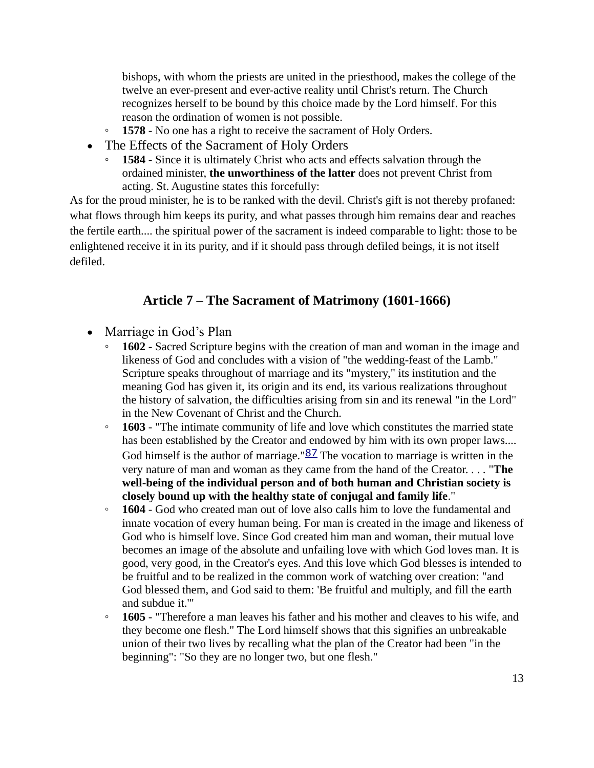bishops, with whom the priests are united in the priesthood, makes the college of the twelve an ever-present and ever-active reality until Christ's return. The Church recognizes herself to be bound by this choice made by the Lord himself. For this reason the ordination of women is not possible.
    - **1578** - No one has a right to receive the sacrament of Holy Orders.
- The Effects of the Sacrament of Holy Orders
    - **1584** - Since it is ultimately Christ who acts and effects salvation through the ordained minister, **the unworthiness of the latter** does not prevent Christ from acting. St. Augustine states this forcefully:

As for the proud minister, he is to be ranked with the devil. Christ's gift is not thereby profaned: what flows through him keeps its purity, and what passes through him remains dear and reaches the fertile earth.... the spiritual power of the sacrament is indeed comparable to light: those to be enlightened receive it in its purity, and if it should pass through defiled beings, it is not itself defiled.

### Article 7 – The Sacrament of Matrimony (1601-1666)

- Marriage in God's Plan
    - **1602** - Sacred Scripture begins with the creation of man and woman in the image and likeness of God and concludes with a vision of "the wedding-feast of the Lamb." Scripture speaks throughout of marriage and its "mystery," its institution and the meaning God has given it, its origin and its end, its various realizations throughout the history of salvation, the difficulties arising from sin and its renewal "in the Lord" in the New Covenant of Christ and the Church.
    - **1603** - "The intimate community of life and love which constitutes the married state has been established by the Creator and endowed by him with its own proper laws.... God himself is the author of marriage."[87] The vocation to marriage is written in the very nature of man and woman as they came from the hand of the Creator. . . . "**The well-being of the individual person and of both human and Christian society is closely bound up with the healthy state of conjugal and family life**."
    - **1604** - God who created man out of love also calls him to love the fundamental and innate vocation of every human being. For man is created in the image and likeness of God who is himself love. Since God created him man and woman, their mutual love becomes an image of the absolute and unfailing love with which God loves man. It is good, very good, in the Creator's eyes. And this love which God blesses is intended to be fruitful and to be realized in the common work of watching over creation: "and God blessed them, and God said to them: 'Be fruitful and multiply, and fill the earth and subdue it.'"
    - **1605** - "Therefore a man leaves his father and his mother and cleaves to his wife, and they become one flesh." The Lord himself shows that this signifies an unbreakable union of their two lives by recalling what the plan of the Creator had been "in the beginning": "So they are no longer two, but one flesh."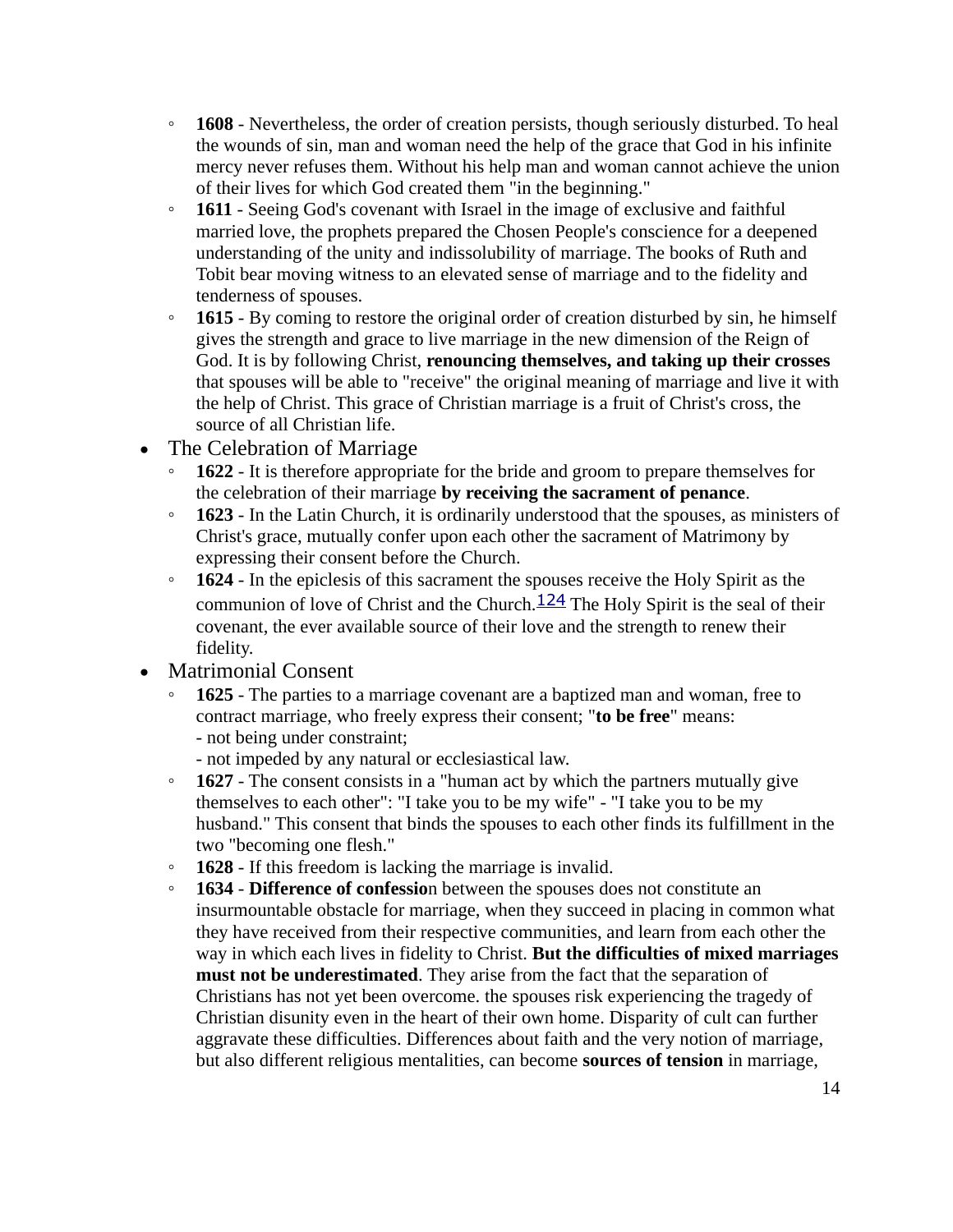- **1608** - Nevertheless, the order of creation persists, though seriously disturbed. To heal the wounds of sin, man and woman need the help of the grace that God in his infinite mercy never refuses them. Without his help man and woman cannot achieve the union of their lives for which God created them "in the beginning."
- **1611** - Seeing God's covenant with Israel in the image of exclusive and faithful married love, the prophets prepared the Chosen People's conscience for a deepened understanding of the unity and indissolubility of marriage. The books of Ruth and Tobit bear moving witness to an elevated sense of marriage and to the fidelity and tenderness of spouses.
- **1615** - By coming to restore the original order of creation disturbed by sin, he himself gives the strength and grace to live marriage in the new dimension of the Reign of God. It is by following Christ, **renouncing themselves, and taking up their crosses** that spouses will be able to "receive" the original meaning of marriage and live it with the help of Christ. This grace of Christian marriage is a fruit of Christ's cross, the source of all Christian life.

- The Celebration of Marriage
  - **1622** - It is therefore appropriate for the bride and groom to prepare themselves for the celebration of their marriage **by receiving the sacrament of penance**.
  - **1623** - In the Latin Church, it is ordinarily understood that the spouses, as ministers of Christ's grace, mutually confer upon each other the sacrament of Matrimony by expressing their consent before the Church.
  - **1624** - In the epiclesis of this sacrament the spouses receive the Holy Spirit as the communion of love of Christ and the Church.[124] The Holy Spirit is the seal of their covenant, the ever available source of their love and the strength to renew their fidelity.
- Matrimonial Consent
  - **1625** - The parties to a marriage covenant are a baptized man and woman, free to contract marriage, who freely express their consent; "**to be free**" means:
    - not being under constraint;
    - not impeded by any natural or ecclesiastical law.
  - **1627** - The consent consists in a "human act by which the partners mutually give themselves to each other": "I take you to be my wife" - "I take you to be my husband." This consent that binds the spouses to each other finds its fulfillment in the two "becoming one flesh."
  - **1628** - If this freedom is lacking the marriage is invalid.
  - **1634** - **Difference of confessio**n between the spouses does not constitute an insurmountable obstacle for marriage, when they succeed in placing in common what they have received from their respective communities, and learn from each other the way in which each lives in fidelity to Christ. **But the difficulties of mixed marriages must not be underestimated**. They arise from the fact that the separation of Christians has not yet been overcome. the spouses risk experiencing the tragedy of Christian disunity even in the heart of their own home. Disparity of cult can further aggravate these difficulties. Differences about faith and the very notion of marriage, but also different religious mentalities, can become **sources of tension** in marriage,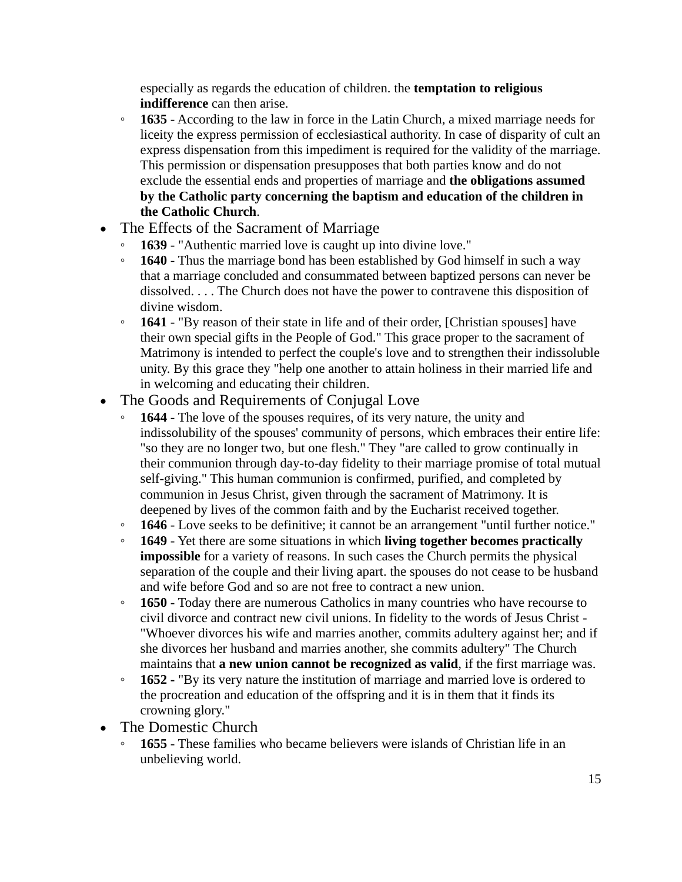especially as regards the education of children. the **temptation to religious indifference** can then arise.
    - **1635** - According to the law in force in the Latin Church, a mixed marriage needs for liceity the express permission of ecclesiastical authority. In case of disparity of cult an express dispensation from this impediment is required for the validity of the marriage. This permission or dispensation presupposes that both parties know and do not exclude the essential ends and properties of marriage and **the obligations assumed by the Catholic party concerning the baptism and education of the children in the Catholic Church**.
- The Effects of the Sacrament of Marriage
    - **1639** - "Authentic married love is caught up into divine love."
    - **1640** - Thus the marriage bond has been established by God himself in such a way that a marriage concluded and consummated between baptized persons can never be dissolved. . . . The Church does not have the power to contravene this disposition of divine wisdom.
    - **1641** - "By reason of their state in life and of their order, [Christian spouses] have their own special gifts in the People of God." This grace proper to the sacrament of Matrimony is intended to perfect the couple's love and to strengthen their indissoluble unity. By this grace they "help one another to attain holiness in their married life and in welcoming and educating their children.
- The Goods and Requirements of Conjugal Love
    - **1644** - The love of the spouses requires, of its very nature, the unity and indissolubility of the spouses' community of persons, which embraces their entire life: "so they are no longer two, but one flesh." They "are called to grow continually in their communion through day-to-day fidelity to their marriage promise of total mutual self-giving." This human communion is confirmed, purified, and completed by communion in Jesus Christ, given through the sacrament of Matrimony. It is deepened by lives of the common faith and by the Eucharist received together.
    - **1646** - Love seeks to be definitive; it cannot be an arrangement "until further notice."
    - **1649** - Yet there are some situations in which **living together becomes practically impossible** for a variety of reasons. In such cases the Church permits the physical separation of the couple and their living apart. the spouses do not cease to be husband and wife before God and so are not free to contract a new union.
    - **1650** - Today there are numerous Catholics in many countries who have recourse to civil divorce and contract new civil unions. In fidelity to the words of Jesus Christ - "Whoever divorces his wife and marries another, commits adultery against her; and if she divorces her husband and marries another, she commits adultery" The Church maintains that **a new union cannot be recognized as valid**, if the first marriage was.
    - **1652** - "By its very nature the institution of marriage and married love is ordered to the procreation and education of the offspring and it is in them that it finds its crowning glory."
- The Domestic Church
    - **1655** - These families who became believers were islands of Christian life in an unbelieving world.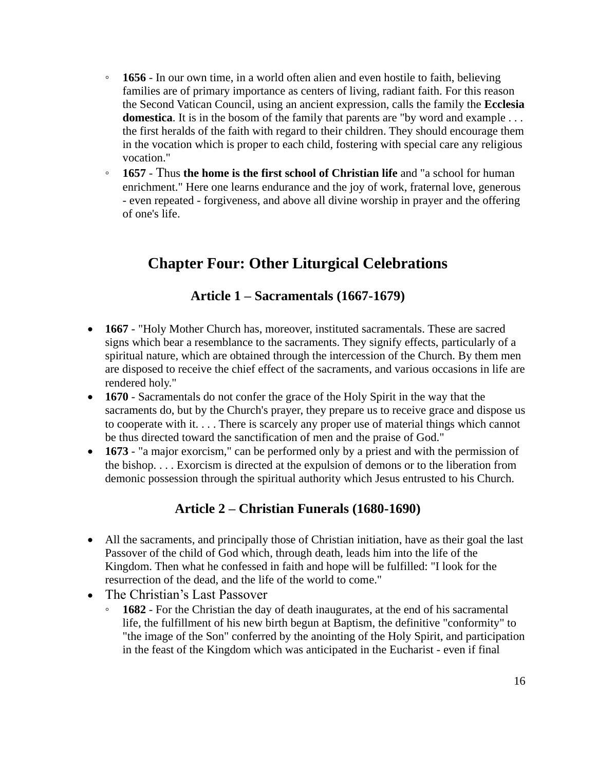- **1656** - In our own time, in a world often alien and even hostile to faith, believing families are of primary importance as centers of living, radiant faith. For this reason the Second Vatican Council, using an ancient expression, calls the family the **Ecclesia domestica**. It is in the bosom of the family that parents are "by word and example . . . the first heralds of the faith with regard to their children. They should encourage them in the vocation which is proper to each child, fostering with special care any religious vocation."
- **1657** - Thus **the home is the first school of Christian life** and "a school for human enrichment." Here one learns endurance and the joy of work, fraternal love, generous - even repeated - forgiveness, and above all divine worship in prayer and the offering of one's life.

## Chapter Four: Other Liturgical Celebrations

### Article 1 – Sacramentals (1667-1679)

- **1667** - "Holy Mother Church has, moreover, instituted sacramentals. These are sacred signs which bear a resemblance to the sacraments. They signify effects, particularly of a spiritual nature, which are obtained through the intercession of the Church. By them men are disposed to receive the chief effect of the sacraments, and various occasions in life are rendered holy."
- **1670** - Sacramentals do not confer the grace of the Holy Spirit in the way that the sacraments do, but by the Church's prayer, they prepare us to receive grace and dispose us to cooperate with it. . . . There is scarcely any proper use of material things which cannot be thus directed toward the sanctification of men and the praise of God."
- **1673** - "a major exorcism," can be performed only by a priest and with the permission of the bishop. . . . Exorcism is directed at the expulsion of demons or to the liberation from demonic possession through the spiritual authority which Jesus entrusted to his Church.

### Article 2 – Christian Funerals (1680-1690)

- All the sacraments, and principally those of Christian initiation, have as their goal the last Passover of the child of God which, through death, leads him into the life of the Kingdom. Then what he confessed in faith and hope will be fulfilled: "I look for the resurrection of the dead, and the life of the world to come."
- The Christian's Last Passover
  - **1682** - For the Christian the day of death inaugurates, at the end of his sacramental life, the fulfillment of his new birth begun at Baptism, the definitive "conformity" to "the image of the Son" conferred by the anointing of the Holy Spirit, and participation in the feast of the Kingdom which was anticipated in the Eucharist - even if final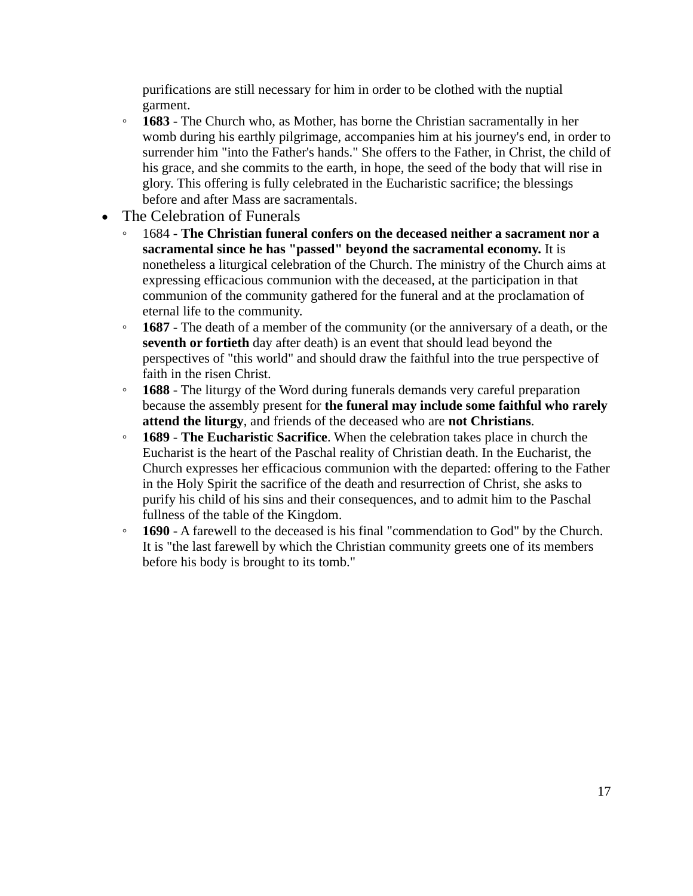purifications are still necessary for him in order to be clothed with the nuptial garment.

- **1683** - The Church who, as Mother, has borne the Christian sacramentally in her womb during his earthly pilgrimage, accompanies him at his journey's end, in order to surrender him "into the Father's hands." She offers to the Father, in Christ, the child of his grace, and she commits to the earth, in hope, the seed of the body that will rise in glory. This offering is fully celebrated in the Eucharistic sacrifice; the blessings before and after Mass are sacramentals.

- The Celebration of Funerals
  - 1684 - **The Christian funeral confers on the deceased neither a sacrament nor a sacramental since he has "passed" beyond the sacramental economy.** It is nonetheless a liturgical celebration of the Church. The ministry of the Church aims at expressing efficacious communion with the deceased, at the participation in that communion of the community gathered for the funeral and at the proclamation of eternal life to the community.
  - **1687** - The death of a member of the community (or the anniversary of a death, or the **seventh or fortieth** day after death) is an event that should lead beyond the perspectives of "this world" and should draw the faithful into the true perspective of faith in the risen Christ.
  - **1688** - The liturgy of the Word during funerals demands very careful preparation because the assembly present for **the funeral may include some faithful who rarely attend the liturgy**, and friends of the deceased who are **not Christians**.
  - **1689** - **The Eucharistic Sacrifice**. When the celebration takes place in church the Eucharist is the heart of the Paschal reality of Christian death. In the Eucharist, the Church expresses her efficacious communion with the departed: offering to the Father in the Holy Spirit the sacrifice of the death and resurrection of Christ, she asks to purify his child of his sins and their consequences, and to admit him to the Paschal fullness of the table of the Kingdom.
  - **1690** - A farewell to the deceased is his final "commendation to God" by the Church. It is "the last farewell by which the Christian community greets one of its members before his body is brought to its tomb."